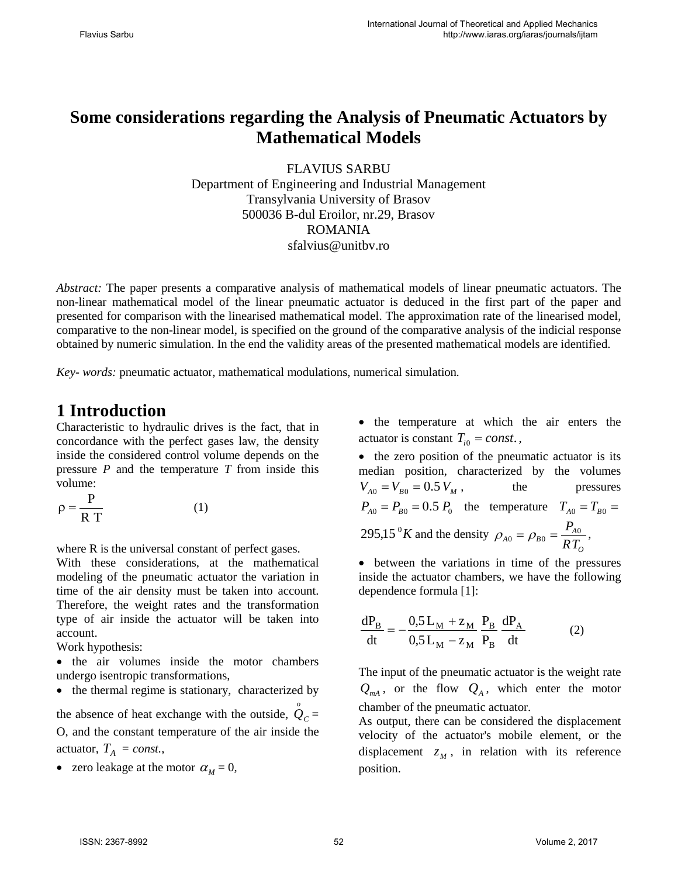# Some considerations regarding the Analysis of Pneumatic Actuators by Mathematical Models

FLAVIUS SARBU
Department of Engineering and Industrial Management
Transylvania University of Brasov
500036 B-dul Eroilor, nr.29, Brasov
ROMANIA
sfalvius@unitbv.ro

*Abstract:* The paper presents a comparative analysis of mathematical models of linear pneumatic actuators. The non-linear mathematical model of the linear pneumatic actuator is deduced in the first part of the paper and presented for comparison with the linearised mathematical model. The approximation rate of the linearised model, comparative to the non-linear model, is specified on the ground of the comparative analysis of the indicial response obtained by numeric simulation. In the end the validity areas of the presented mathematical models are identified.

*Key- words:* pneumatic actuator, mathematical modulations, numerical simulation.

## 1 Introduction

Characteristic to hydraulic drives is the fact, that in concordance with the perfect gases law, the density inside the considered control volume depends on the pressure *P* and the temperature *T* from inside this volume:

$$\rho = \frac{P}{R\,T} \qquad (1)$$

where R is the universal constant of perfect gases.

With these considerations, at the mathematical modeling of the pneumatic actuator the variation in time of the air density must be taken into account. Therefore, the weight rates and the transformation type of air inside the actuator will be taken into account.

Work hypothesis:

- the air volumes inside the motor chambers undergo isentropic transformations,
- the thermal regime is stationary, characterized by the absence of heat exchange with the outside, $\overset{o}{Q}_C$ = O, and the constant temperature of the air inside the actuator, $T_A = const.$,
- zero leakage at the motor $\alpha_M = 0$,
- the temperature at which the air enters the actuator is constant $T_{i0} = const.$,
- the zero position of the pneumatic actuator is its median position, characterized by the volumes $V_{A0} = V_{B0} = 0.5\,V_M$, the pressures $P_{A0} = P_{B0} = 0.5\,P_0$ the temperature $T_{A0} = T_{B0} = 295{,}15\,^0K$ and the density $\rho_{A0} = \rho_{B0} = \dfrac{P_{A0}}{R T_O}$,
- between the variations in time of the pressures inside the actuator chambers, we have the following dependence formula [1]:

$$\frac{dP_B}{dt} = -\frac{0{,}5\,L_M + z_M}{0{,}5\,L_M - z_M}\,\frac{P_B}{P_B}\,\frac{dP_A}{dt} \qquad (2)$$

The input of the pneumatic actuator is the weight rate $Q_{mA}$, or the flow $Q_A$, which enter the motor chamber of the pneumatic actuator.

As output, there can be considered the displacement velocity of the actuator's mobile element, or the displacement $z_M$, in relation with its reference position.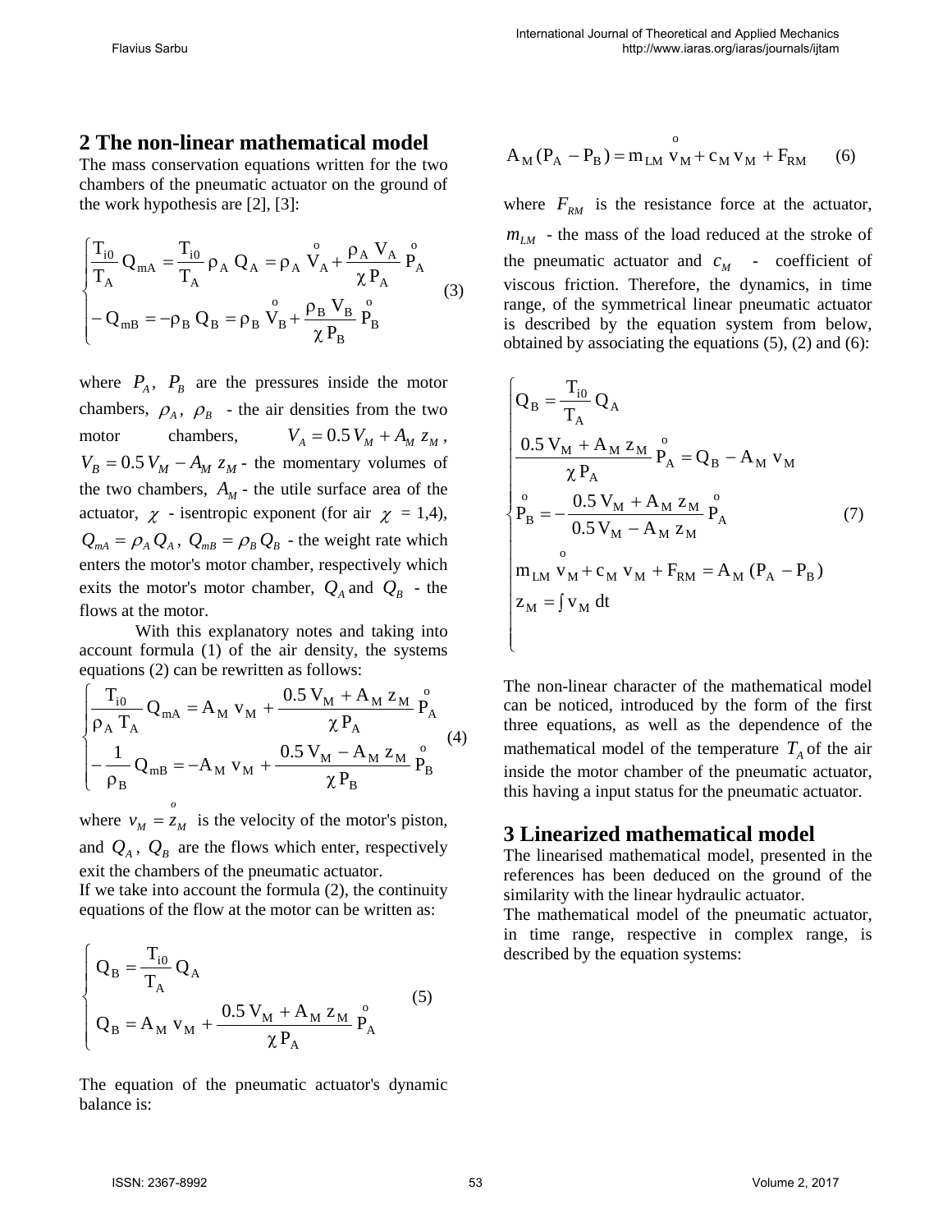## 2 The non-linear mathematical model

The mass conservation equations written for the two chambers of the pneumatic actuator on the ground of the work hypothesis are [2], [3]:

$$\begin{cases} \dfrac{T_{i0}}{T_A} Q_{mA} = \dfrac{T_{i0}}{T_A} \rho_A Q_A = \rho_A \overset{o}{V}_A + \dfrac{\rho_A V_A}{\chi P_A} \overset{o}{P}_A \\ -Q_{mB} = -\rho_B Q_B = \rho_B \overset{o}{V}_B + \dfrac{\rho_B V_B}{\chi P_B} \overset{o}{P}_B \end{cases} \tag{3}$$

where $P_A$, $P_B$ are the pressures inside the motor chambers, $\rho_A$, $\rho_B$ - the air densities from the two motor chambers, $V_A = 0.5\, V_M + A_M\, z_M$, $V_B = 0.5\, V_M - A_M\, z_M$ - the momentary volumes of the two chambers, $A_M$ - the utile surface area of the actuator, $\chi$ - isentropic exponent (for air $\chi$ = 1,4), $Q_{mA} = \rho_A Q_A$, $Q_{mB} = \rho_B Q_B$ - the weight rate which enters the motor's motor chamber, respectively which exits the motor's motor chamber, $Q_A$ and $Q_B$ - the flows at the motor.

With this explanatory notes and taking into account formula (1) of the air density, the systems equations (2) can be rewritten as follows:

$$\begin{cases} \dfrac{T_{i0}}{\rho_A T_A} Q_{mA} = A_M\, v_M + \dfrac{0.5\, V_M + A_M\, z_M}{\chi P_A} \overset{o}{P}_A \\ -\dfrac{1}{\rho_B} Q_{mB} = -A_M\, v_M + \dfrac{0.5\, V_M - A_M\, z_M}{\chi P_B} \overset{o}{P}_B \end{cases} \tag{4}$$

where $v_M = \overset{o}{z}_M$ is the velocity of the motor's piston, and $Q_A$, $Q_B$ are the flows which enter, respectively exit the chambers of the pneumatic actuator.

If we take into account the formula (2), the continuity equations of the flow at the motor can be written as:

$$\begin{cases} Q_B = \dfrac{T_{i0}}{T_A} Q_A \\ Q_B = A_M\, v_M + \dfrac{0.5\, V_M + A_M\, z_M}{\chi P_A} \overset{o}{P}_A \end{cases} \tag{5}$$

The equation of the pneumatic actuator's dynamic balance is:

$$A_M (P_A - P_B) = m_{LM}\, \overset{o}{v}_M + c_M\, v_M + F_{RM} \tag{6}$$

where $F_{RM}$ is the resistance force at the actuator, $m_{LM}$ - the mass of the load reduced at the stroke of the pneumatic actuator and $c_M$ - coefficient of viscous friction. Therefore, the dynamics, in time range, of the symmetrical linear pneumatic actuator is described by the equation system from below, obtained by associating the equations (5), (2) and (6):

$$\begin{cases} Q_B = \dfrac{T_{i0}}{T_A} Q_A \\ \dfrac{0.5\, V_M + A_M\, z_M}{\chi P_A} \overset{o}{P}_A = Q_B - A_M\, v_M \\ \overset{o}{P}_B = -\dfrac{0.5\, V_M + A_M\, z_M}{0.5\, V_M - A_M\, z_M} \overset{o}{P}_A \\ m_{LM}\, \overset{o}{v}_M + c_M\, v_M + F_{RM} = A_M\, (P_A - P_B) \\ z_M = \int v_M\, dt \end{cases} \tag{7}$$

The non-linear character of the mathematical model can be noticed, introduced by the form of the first three equations, as well as the dependence of the mathematical model of the temperature $T_A$ of the air inside the motor chamber of the pneumatic actuator, this having a input status for the pneumatic actuator.

## 3 Linearized mathematical model

The linearised mathematical model, presented in the references has been deduced on the ground of the similarity with the linear hydraulic actuator.

The mathematical model of the pneumatic actuator, in time range, respective in complex range, is described by the equation systems: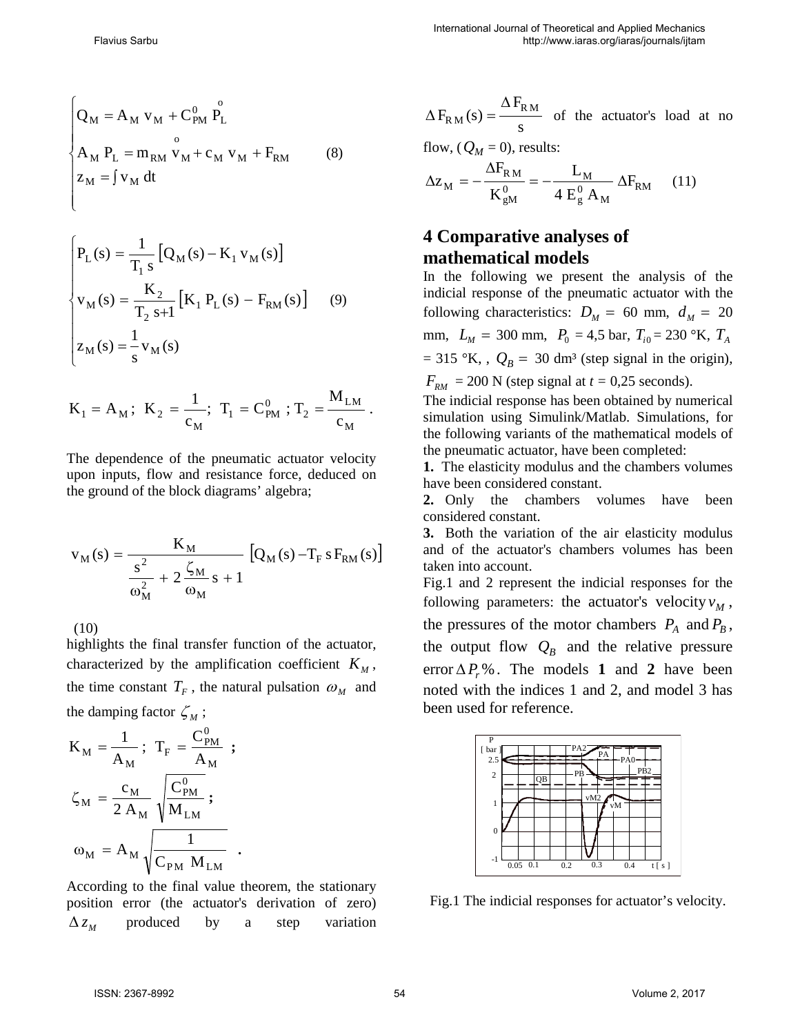$$
\begin{cases}
Q_M = A_M \, v_M + C_{PM}^0 \, \overset{o}{P_L} \\
A_M \, P_L = m_{RM} \, \overset{o}{v_M} + c_M \, v_M + F_{RM} \\
z_M = \int v_M \, dt
\end{cases}
\qquad (8)
$$

$$
\begin{cases}
P_L(s) = \dfrac{1}{T_1 \, s} \left[ Q_M(s) - K_1 \, v_M(s) \right] \\
v_M(s) = \dfrac{K_2}{T_2 \, s + 1} \left[ K_1 \, P_L(s) - F_{RM}(s) \right] \\
z_M(s) = \dfrac{1}{s} \, v_M(s)
\end{cases}
\qquad (9)
$$

$$
K_1 = A_M \, ; \; K_2 = \frac{1}{c_M}; \; T_1 = C_{PM}^0 \; ; T_2 = \frac{M_{LM}}{c_M} .
$$

The dependence of the pneumatic actuator velocity upon inputs, flow and resistance force, deduced on the ground of the block diagrams' algebra;

$$
v_M(s) = \frac{K_M}{\dfrac{s^2}{\omega_M^2} + 2 \dfrac{\zeta_M}{\omega_M} s + 1} \left[ Q_M(s) - T_F \, s \, F_{RM}(s) \right]
$$

(10)

highlights the final transfer function of the actuator, characterized by the amplification coefficient $K_M$, the time constant $T_F$, the natural pulsation $\omega_M$ and the damping factor $\zeta_M$;

$$
K_M = \frac{1}{A_M} \, ; \; T_F = \frac{C_{PM}^0}{A_M} \; ;
$$

$$
\zeta_M = \frac{c_M}{2 \, A_M} \sqrt{\frac{C_{PM}^0}{M_{LM}}} \; ;
$$

$$
\omega_M = A_M \sqrt{\frac{1}{C_{PM} \, M_{LM}}} \; .
$$

According to the final value theorem, the stationary position error (the actuator's derivation of zero) $\Delta z_M$ produced by a step variation $\Delta F_{RM}(s) = \dfrac{\Delta F_{RM}}{s}$ of the actuator's load at no flow, ($Q_M = 0$), results:

$$
\Delta z_M = - \frac{\Delta F_{RM}}{K_{gM}^0} = - \frac{L_M}{4 \, E_g^0 \, A_M} \, \Delta F_{RM} \qquad (11)
$$

## 4 Comparative analyses of mathematical models

In the following we present the analysis of the indicial response of the pneumatic actuator with the following characteristics: $D_M$ = 60 mm, $d_M$ = 20 mm, $L_M$ = 300 mm, $P_0$ = 4,5 bar, $T_{i0}$ = 230 °K, $T_A$ = 315 °K, , $Q_B$ = 30 dm³ (step signal in the origin), $F_{RM}$ = 200 N (step signal at $t$ = 0,25 seconds).

The indicial response has been obtained by numerical simulation using Simulink/Matlab. Simulations, for the following variants of the mathematical models of the pneumatic actuator, have been completed:

**1.** The elasticity modulus and the chambers volumes have been considered constant.

**2.** Only the chambers volumes have been considered constant.

**3.** Both the variation of the air elasticity modulus and of the actuator's chambers volumes has been taken into account.

Fig.1 and 2 represent the indicial responses for the following parameters: the actuator's velocity $v_M$, the pressures of the motor chambers $P_A$ and $P_B$, the output flow $Q_B$ and the relative pressure error $\Delta P_r\%$. The models **1** and **2** have been noted with the indices 1 and 2, and model 3 has been used for reference.

Fig.1 The indicial responses for actuator's velocity.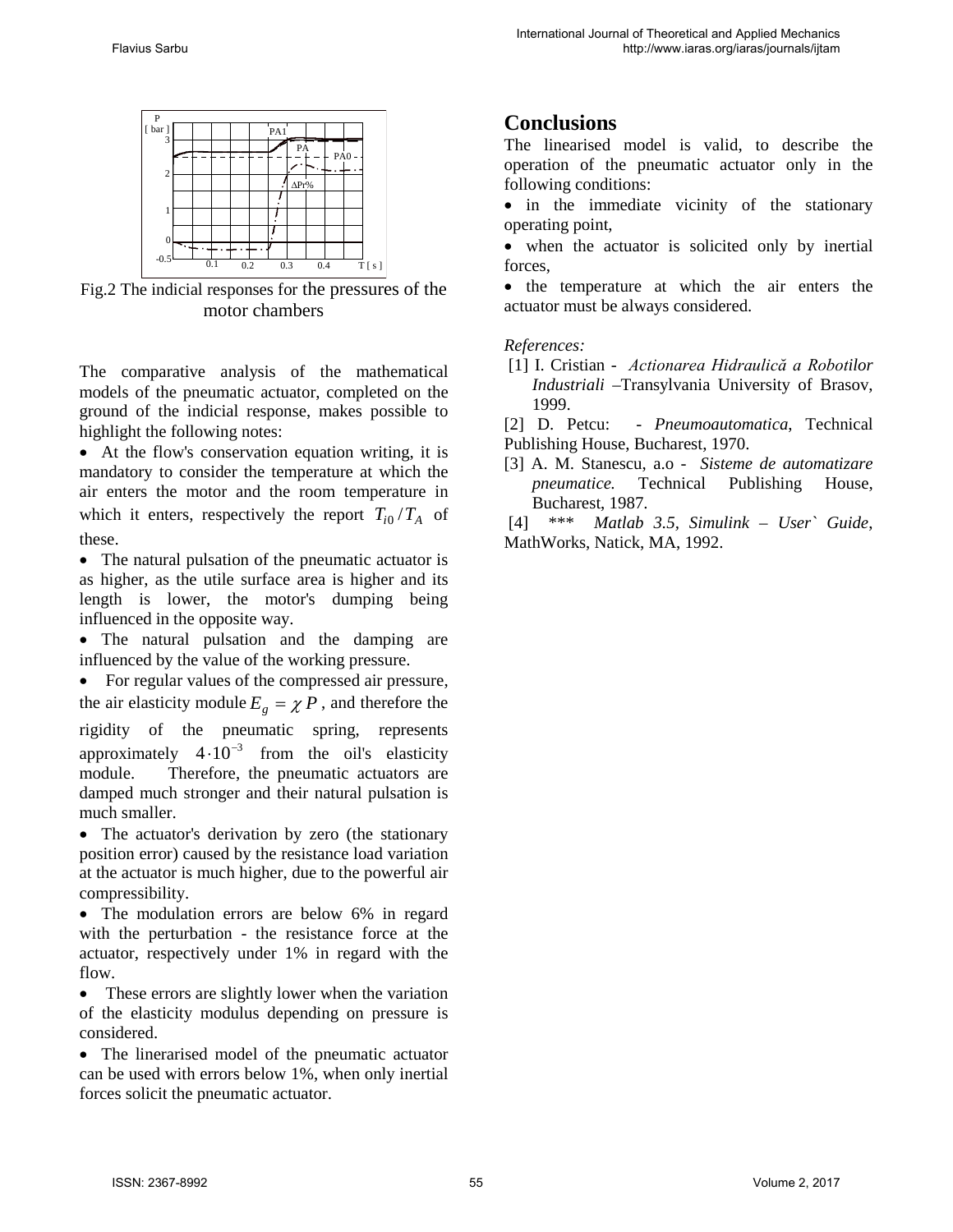P
[ bar ]
3
2
1
0
-0.5
0.1
0.2
0.3
0.4
T [ s ]
PA1
PA
PA0
ΔPr%

Fig.2 The indicial responses for the pressures of the motor chambers

The comparative analysis of the mathematical models of the pneumatic actuator, completed on the ground of the indicial response, makes possible to highlight the following notes:

- At the flow's conservation equation writing, it is mandatory to consider the temperature at which the air enters the motor and the room temperature in which it enters, respectively the report $T_{i0}/T_A$ of these.
- The natural pulsation of the pneumatic actuator is as higher, as the utile surface area is higher and its length is lower, the motor's dumping being influenced in the opposite way.
- The natural pulsation and the damping are influenced by the value of the working pressure.
- For regular values of the compressed air pressure, the air elasticity module $E_g = \chi P$ , and therefore the rigidity of the pneumatic spring, represents approximately $4 \cdot 10^{-3}$ from the oil's elasticity module. Therefore, the pneumatic actuators are damped much stronger and their natural pulsation is much smaller.
- The actuator's derivation by zero (the stationary position error) caused by the resistance load variation at the actuator is much higher, due to the powerful air compressibility.
- The modulation errors are below 6% in regard with the perturbation - the resistance force at the actuator, respectively under 1% in regard with the flow.
- These errors are slightly lower when the variation of the elasticity modulus depending on pressure is considered.
- The linerarised model of the pneumatic actuator can be used with errors below 1%, when only inertial forces solicit the pneumatic actuator.

## Conclusions

The linearised model is valid, to describe the operation of the pneumatic actuator only in the following conditions:

- in the immediate vicinity of the stationary operating point,
- when the actuator is solicited only by inertial forces,
- the temperature at which the air enters the actuator must be always considered.

*References:*

[1] I. Cristian - *Actionarea Hidraulică a Robotilor Industriali* –Transylvania University of Brasov, 1999.

[2] D. Petcu: - *Pneumoautomatica*, Technical Publishing House, Bucharest, 1970.

[3] A. M. Stanescu, a.o - *Sisteme de automatizare pneumatice.* Technical Publishing House, Bucharest, 1987.

[4] *** *Matlab 3.5, Simulink – User` Guide*, MathWorks, Natick, MA, 1992.